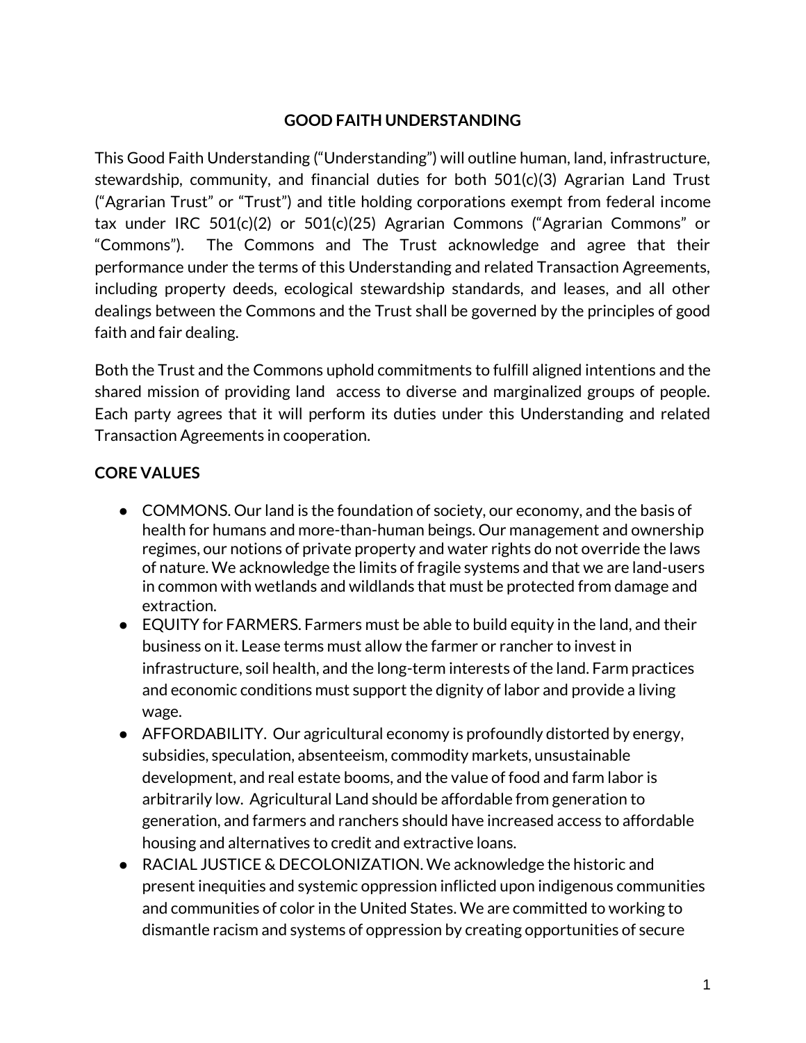# GOOD FAITH UNDERSTANDING

This Good Faith Understanding ("Understanding") will outline human, land, infrastructure, stewardship, community, and financial duties for both 501(c)(3) Agrarian Land Trust ("Agrarian Trust" or "Trust") and title holding corporations exempt from federal income tax under IRC 501(c)(2) or 501(c)(25) Agrarian Commons ("Agrarian Commons" or "Commons"). The Commons and The Trust acknowledge and agree that their performance under the terms of this Understanding and related Transaction Agreements, including property deeds, ecological stewardship standards, and leases, and all other dealings between the Commons and the Trust shall be governed by the principles of good faith and fair dealing.

Both the Trust and the Commons uphold commitments to fulfill aligned intentions and the shared mission of providing land access to diverse and marginalized groups of people. Each party agrees that it will perform its duties under this Understanding and related Transaction Agreements in cooperation.

## CORE VALUES

- COMMONS. Our land is the foundation of society, our economy, and the basis of health for humans and more-than-human beings. Our management and ownership regimes, our notions of private property and water rights do not override the laws of nature. We acknowledge the limits of fragile systems and that we are land-users in common with wetlands and wildlands that must be protected from damage and extraction.
- EQUITY for FARMERS. Farmers must be able to build equity in the land, and their business on it. Lease terms must allow the farmer or rancher to invest in infrastructure, soil health, and the long-term interests of the land. Farm practices and economic conditions must support the dignity of labor and provide a living wage.
- AFFORDABILITY. Our agricultural economy is profoundly distorted by energy, subsidies, speculation, absenteeism, commodity markets, unsustainable development, and real estate booms, and the value of food and farm labor is arbitrarily low. Agricultural Land should be affordable from generation to generation, and farmers and ranchers should have increased access to affordable housing and alternatives to credit and extractive loans.
- RACIAL JUSTICE & DECOLONIZATION. We acknowledge the historic and present inequities and systemic oppression inflicted upon indigenous communities and communities of color in the United States. We are committed to working to dismantle racism and systems of oppression by creating opportunities of secure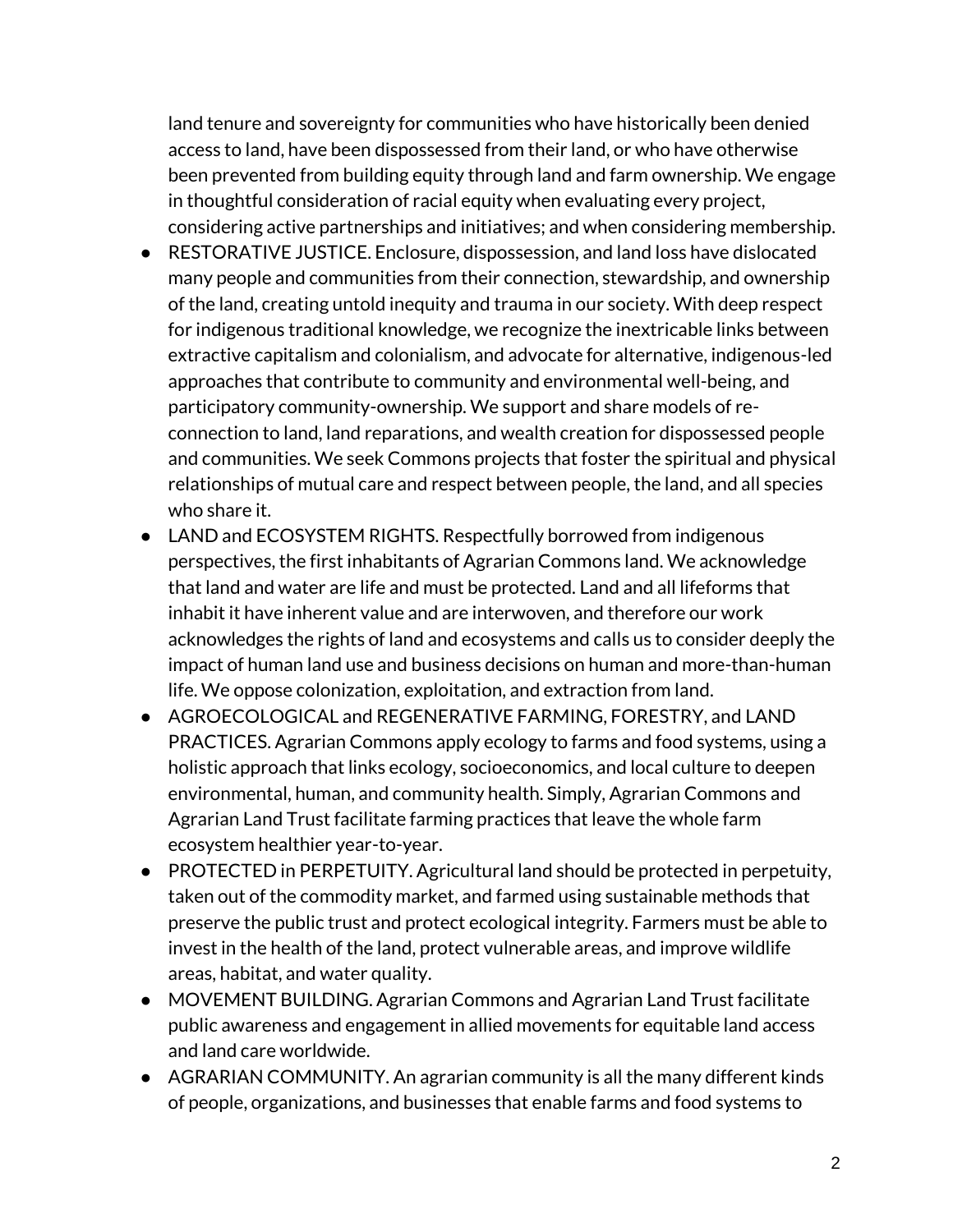land tenure and sovereignty for communities who have historically been denied access to land, have been dispossessed from their land, or who have otherwise been prevented from building equity through land and farm ownership. We engage in thoughtful consideration of racial equity when evaluating every project, considering active partnerships and initiatives; and when considering membership.

- RESTORATIVE JUSTICE. Enclosure, dispossession, and land loss have dislocated many people and communities from their connection, stewardship, and ownership of the land, creating untold inequity and trauma in our society. With deep respect for indigenous traditional knowledge, we recognize the inextricable links between extractive capitalism and colonialism, and advocate for alternative, indigenous-led approaches that contribute to community and environmental well-being, and participatory community-ownership. We support and share models of re-connection to land, land reparations, and wealth creation for dispossessed people and communities. We seek Commons projects that foster the spiritual and physical relationships of mutual care and respect between people, the land, and all species who share it.
- LAND and ECOSYSTEM RIGHTS. Respectfully borrowed from indigenous perspectives, the first inhabitants of Agrarian Commons land. We acknowledge that land and water are life and must be protected. Land and all lifeforms that inhabit it have inherent value and are interwoven, and therefore our work acknowledges the rights of land and ecosystems and calls us to consider deeply the impact of human land use and business decisions on human and more-than-human life. We oppose colonization, exploitation, and extraction from land.
- AGROECOLOGICAL and REGENERATIVE FARMING, FORESTRY, and LAND PRACTICES. Agrarian Commons apply ecology to farms and food systems, using a holistic approach that links ecology, socioeconomics, and local culture to deepen environmental, human, and community health. Simply, Agrarian Commons and Agrarian Land Trust facilitate farming practices that leave the whole farm ecosystem healthier year-to-year.
- PROTECTED in PERPETUITY. Agricultural land should be protected in perpetuity, taken out of the commodity market, and farmed using sustainable methods that preserve the public trust and protect ecological integrity. Farmers must be able to invest in the health of the land, protect vulnerable areas, and improve wildlife areas, habitat, and water quality.
- MOVEMENT BUILDING. Agrarian Commons and Agrarian Land Trust facilitate public awareness and engagement in allied movements for equitable land access and land care worldwide.
- AGRARIAN COMMUNITY. An agrarian community is all the many different kinds of people, organizations, and businesses that enable farms and food systems to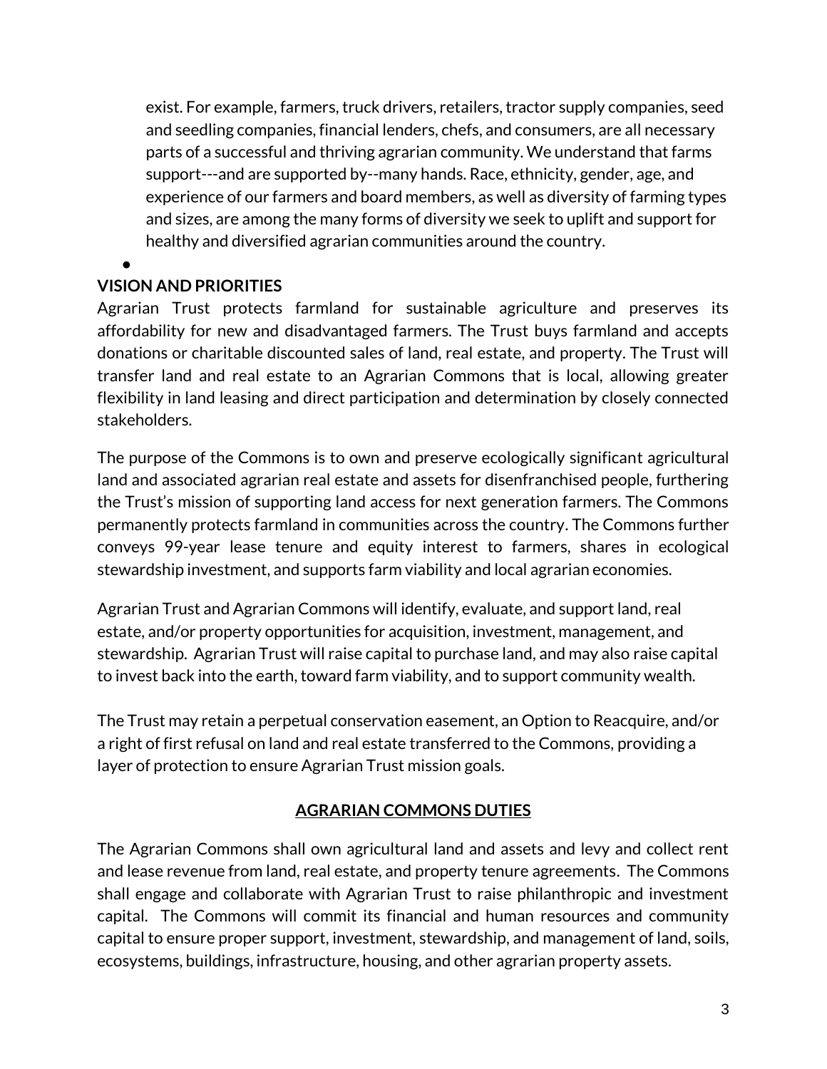exist. For example, farmers, truck drivers, retailers, tractor supply companies, seed and seedling companies, financial lenders, chefs, and consumers, are all necessary parts of a successful and thriving agrarian community. We understand that farms support---and are supported by--many hands. Race, ethnicity, gender, age, and experience of our farmers and board members, as well as diversity of farming types and sizes, are among the many forms of diversity we seek to uplift and support for healthy and diversified agrarian communities around the country.

**VISION AND PRIORITIES**

Agrarian Trust protects farmland for sustainable agriculture and preserves its affordability for new and disadvantaged farmers. The Trust buys farmland and accepts donations or charitable discounted sales of land, real estate, and property. The Trust will transfer land and real estate to an Agrarian Commons that is local, allowing greater flexibility in land leasing and direct participation and determination by closely connected stakeholders.

The purpose of the Commons is to own and preserve ecologically significant agricultural land and associated agrarian real estate and assets for disenfranchised people, furthering the Trust's mission of supporting land access for next generation farmers. The Commons permanently protects farmland in communities across the country. The Commons further conveys 99-year lease tenure and equity interest to farmers, shares in ecological stewardship investment, and supports farm viability and local agrarian economies.

Agrarian Trust and Agrarian Commons will identify, evaluate, and support land, real estate, and/or property opportunities for acquisition, investment, management, and stewardship. Agrarian Trust will raise capital to purchase land, and may also raise capital to invest back into the earth, toward farm viability, and to support community wealth.

The Trust may retain a perpetual conservation easement, an Option to Reacquire, and/or a right of first refusal on land and real estate transferred to the Commons, providing a layer of protection to ensure Agrarian Trust mission goals.

## AGRARIAN COMMONS DUTIES

The Agrarian Commons shall own agricultural land and assets and levy and collect rent and lease revenue from land, real estate, and property tenure agreements. The Commons shall engage and collaborate with Agrarian Trust to raise philanthropic and investment capital. The Commons will commit its financial and human resources and community capital to ensure proper support, investment, stewardship, and management of land, soils, ecosystems, buildings, infrastructure, housing, and other agrarian property assets.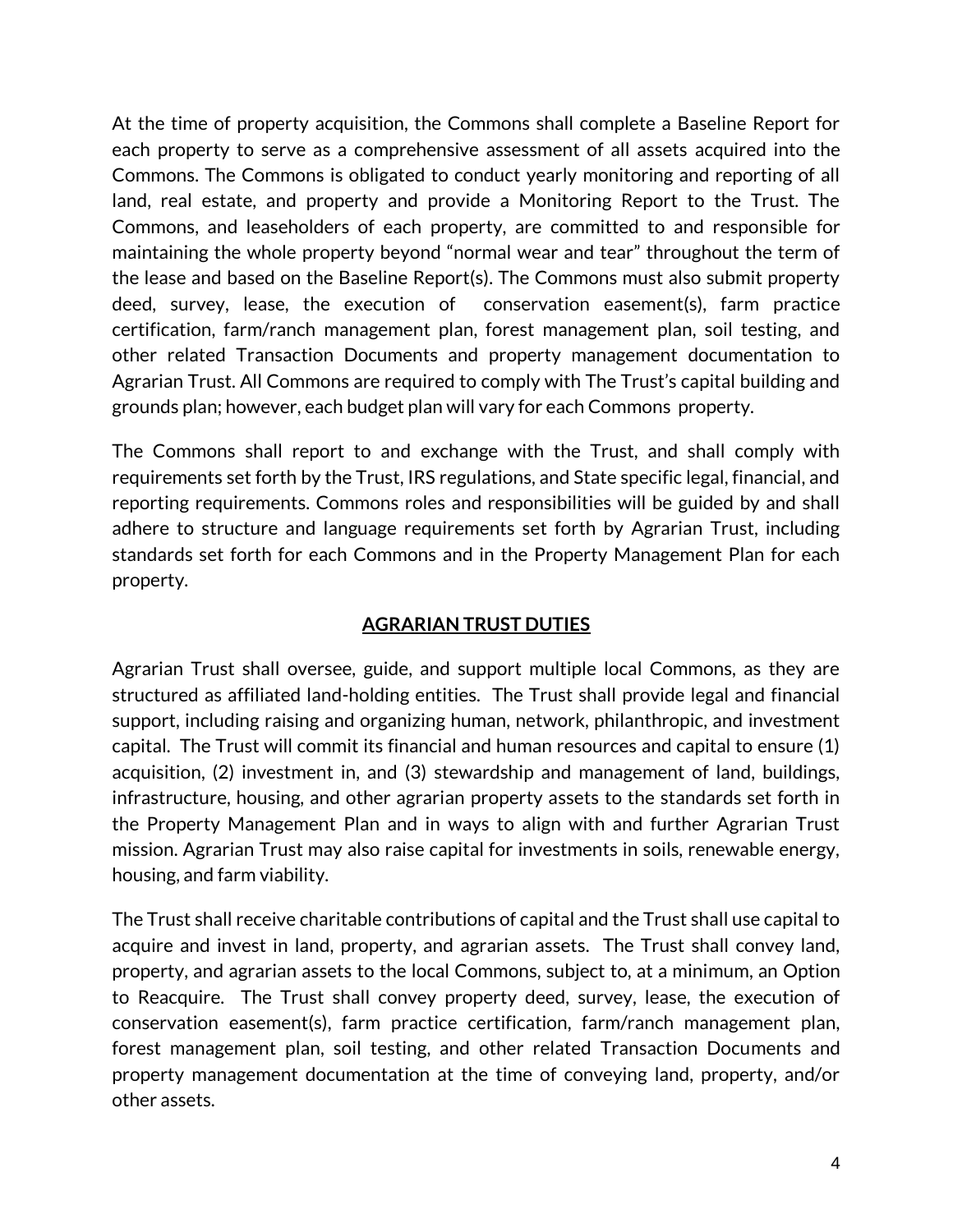At the time of property acquisition, the Commons shall complete a Baseline Report for each property to serve as a comprehensive assessment of all assets acquired into the Commons. The Commons is obligated to conduct yearly monitoring and reporting of all land, real estate, and property and provide a Monitoring Report to the Trust. The Commons, and leaseholders of each property, are committed to and responsible for maintaining the whole property beyond "normal wear and tear" throughout the term of the lease and based on the Baseline Report(s). The Commons must also submit property deed, survey, lease, the execution of conservation easement(s), farm practice certification, farm/ranch management plan, forest management plan, soil testing, and other related Transaction Documents and property management documentation to Agrarian Trust. All Commons are required to comply with The Trust's capital building and grounds plan; however, each budget plan will vary for each Commons property.

The Commons shall report to and exchange with the Trust, and shall comply with requirements set forth by the Trust, IRS regulations, and State specific legal, financial, and reporting requirements. Commons roles and responsibilities will be guided by and shall adhere to structure and language requirements set forth by Agrarian Trust, including standards set forth for each Commons and in the Property Management Plan for each property.

## AGRARIAN TRUST DUTIES

Agrarian Trust shall oversee, guide, and support multiple local Commons, as they are structured as affiliated land-holding entities. The Trust shall provide legal and financial support, including raising and organizing human, network, philanthropic, and investment capital. The Trust will commit its financial and human resources and capital to ensure (1) acquisition, (2) investment in, and (3) stewardship and management of land, buildings, infrastructure, housing, and other agrarian property assets to the standards set forth in the Property Management Plan and in ways to align with and further Agrarian Trust mission. Agrarian Trust may also raise capital for investments in soils, renewable energy, housing, and farm viability.

The Trust shall receive charitable contributions of capital and the Trust shall use capital to acquire and invest in land, property, and agrarian assets. The Trust shall convey land, property, and agrarian assets to the local Commons, subject to, at a minimum, an Option to Reacquire. The Trust shall convey property deed, survey, lease, the execution of conservation easement(s), farm practice certification, farm/ranch management plan, forest management plan, soil testing, and other related Transaction Documents and property management documentation at the time of conveying land, property, and/or other assets.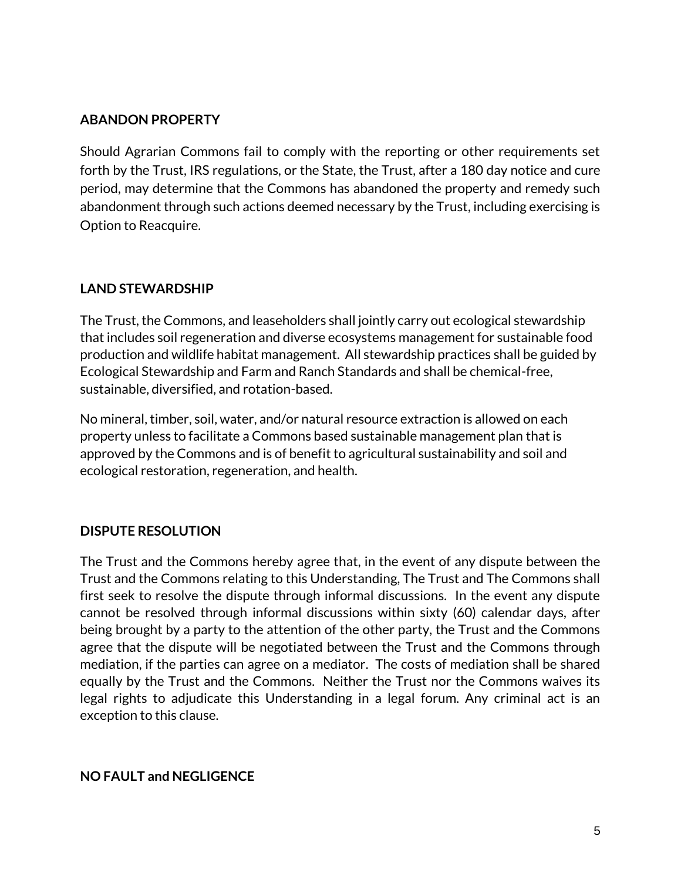**ABANDON PROPERTY**

Should Agrarian Commons fail to comply with the reporting or other requirements set forth by the Trust, IRS regulations, or the State, the Trust, after a 180 day notice and cure period, may determine that the Commons has abandoned the property and remedy such abandonment through such actions deemed necessary by the Trust, including exercising is Option to Reacquire.

**LAND STEWARDSHIP**

The Trust, the Commons, and leaseholders shall jointly carry out ecological stewardship that includes soil regeneration and diverse ecosystems management for sustainable food production and wildlife habitat management. All stewardship practices shall be guided by Ecological Stewardship and Farm and Ranch Standards and shall be chemical-free, sustainable, diversified, and rotation-based.

No mineral, timber, soil, water, and/or natural resource extraction is allowed on each property unless to facilitate a Commons based sustainable management plan that is approved by the Commons and is of benefit to agricultural sustainability and soil and ecological restoration, regeneration, and health.

**DISPUTE RESOLUTION**

The Trust and the Commons hereby agree that, in the event of any dispute between the Trust and the Commons relating to this Understanding, The Trust and The Commons shall first seek to resolve the dispute through informal discussions. In the event any dispute cannot be resolved through informal discussions within sixty (60) calendar days, after being brought by a party to the attention of the other party, the Trust and the Commons agree that the dispute will be negotiated between the Trust and the Commons through mediation, if the parties can agree on a mediator. The costs of mediation shall be shared equally by the Trust and the Commons. Neither the Trust nor the Commons waives its legal rights to adjudicate this Understanding in a legal forum. Any criminal act is an exception to this clause.

**NO FAULT and NEGLIGENCE**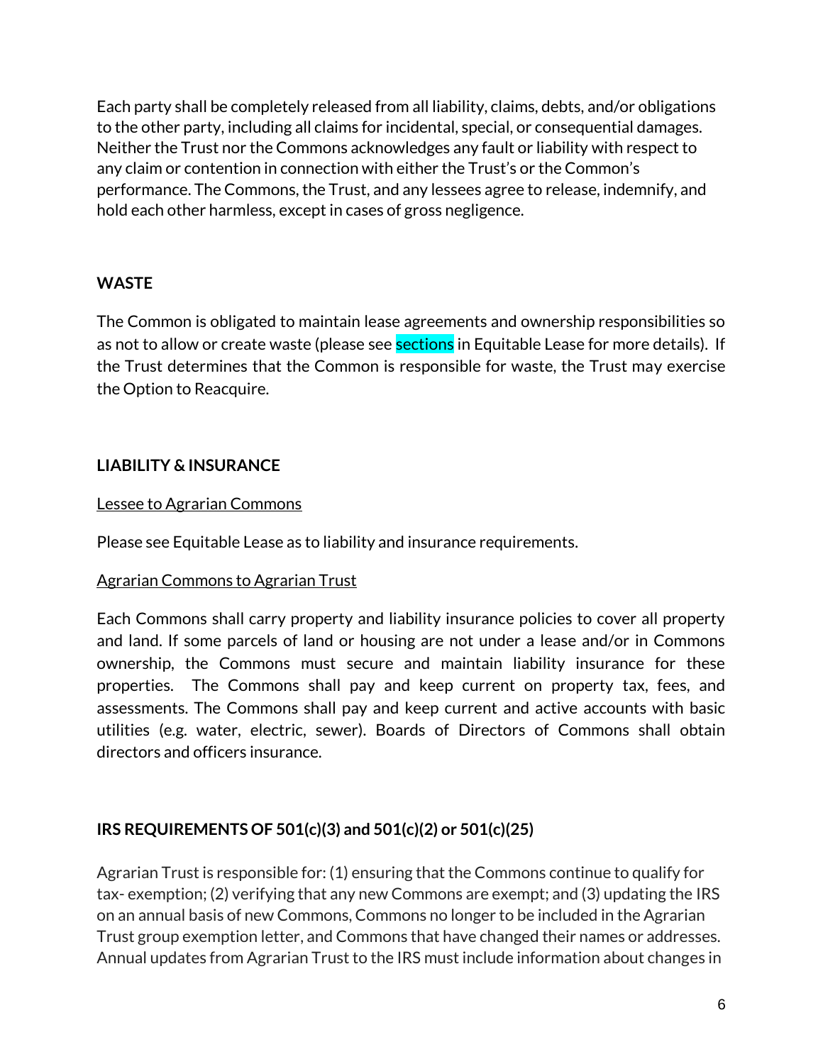Each party shall be completely released from all liability, claims, debts, and/or obligations to the other party, including all claims for incidental, special, or consequential damages. Neither the Trust nor the Commons acknowledges any fault or liability with respect to any claim or contention in connection with either the Trust's or the Common's performance. The Commons, the Trust, and any lessees agree to release, indemnify, and hold each other harmless, except in cases of gross negligence.

**WASTE**

The Common is obligated to maintain lease agreements and ownership responsibilities so as not to allow or create waste (please see sections in Equitable Lease for more details). If the Trust determines that the Common is responsible for waste, the Trust may exercise the Option to Reacquire.

**LIABILITY & INSURANCE**

Lessee to Agrarian Commons

Please see Equitable Lease as to liability and insurance requirements.

Agrarian Commons to Agrarian Trust

Each Commons shall carry property and liability insurance policies to cover all property and land. If some parcels of land or housing are not under a lease and/or in Commons ownership, the Commons must secure and maintain liability insurance for these properties. The Commons shall pay and keep current on property tax, fees, and assessments. The Commons shall pay and keep current and active accounts with basic utilities (e.g. water, electric, sewer). Boards of Directors of Commons shall obtain directors and officers insurance.

**IRS REQUIREMENTS OF 501(c)(3) and 501(c)(2) or 501(c)(25)**

Agrarian Trust is responsible for: (1) ensuring that the Commons continue to qualify for tax- exemption; (2) verifying that any new Commons are exempt; and (3) updating the IRS on an annual basis of new Commons, Commons no longer to be included in the Agrarian Trust group exemption letter, and Commons that have changed their names or addresses. Annual updates from Agrarian Trust to the IRS must include information about changes in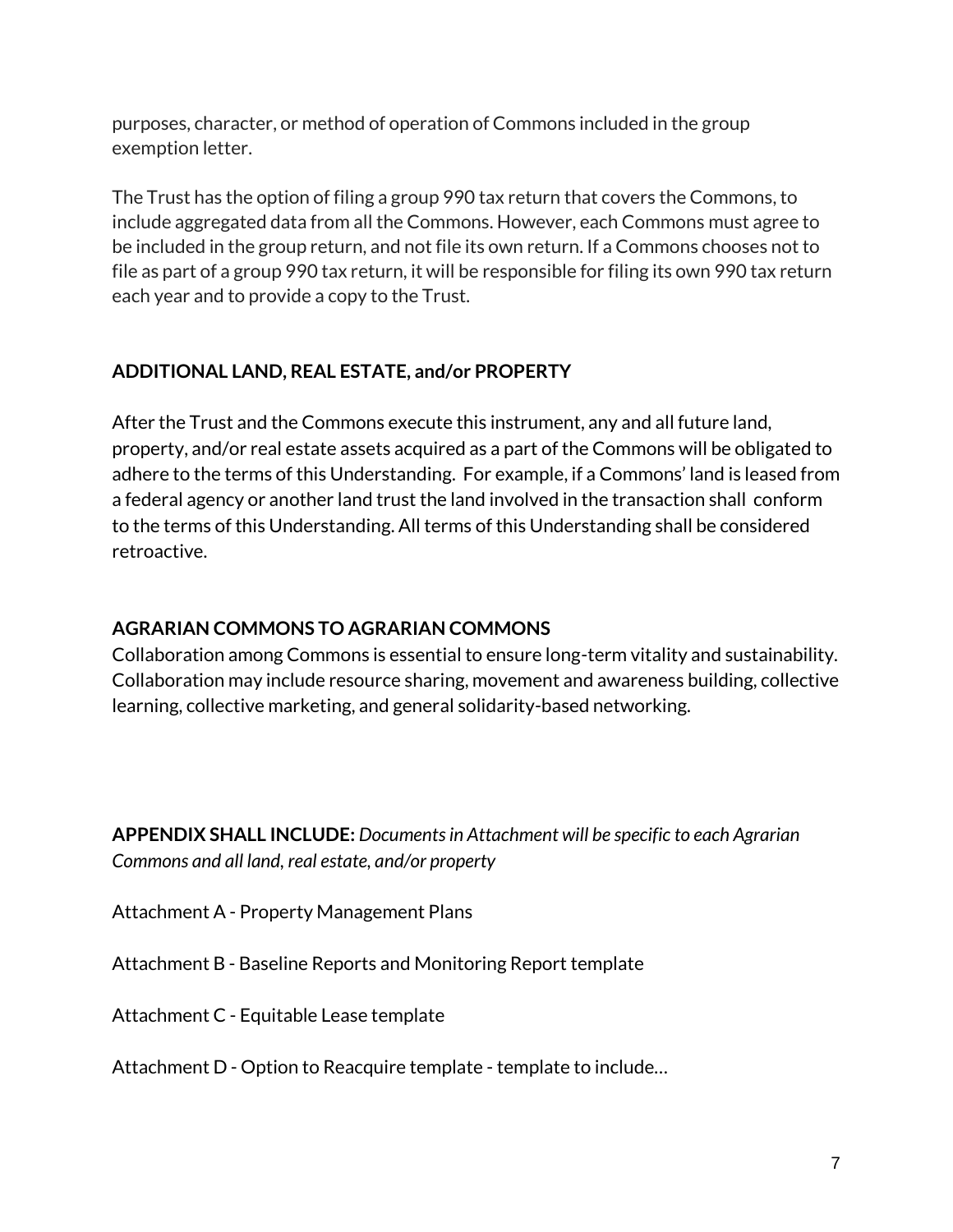purposes, character, or method of operation of Commons included in the group exemption letter.

The Trust has the option of filing a group 990 tax return that covers the Commons, to include aggregated data from all the Commons. However, each Commons must agree to be included in the group return, and not file its own return. If a Commons chooses not to file as part of a group 990 tax return, it will be responsible for filing its own 990 tax return each year and to provide a copy to the Trust.

**ADDITIONAL LAND, REAL ESTATE, and/or PROPERTY**

After the Trust and the Commons execute this instrument, any and all future land, property, and/or real estate assets acquired as a part of the Commons will be obligated to adhere to the terms of this Understanding. For example, if a Commons' land is leased from a federal agency or another land trust the land involved in the transaction shall conform to the terms of this Understanding. All terms of this Understanding shall be considered retroactive.

**AGRARIAN COMMONS TO AGRARIAN COMMONS**

Collaboration among Commons is essential to ensure long-term vitality and sustainability. Collaboration may include resource sharing, movement and awareness building, collective learning, collective marketing, and general solidarity-based networking.

**APPENDIX SHALL INCLUDE:** *Documents in Attachment will be specific to each Agrarian Commons and all land, real estate, and/or property*

Attachment A - Property Management Plans

Attachment B - Baseline Reports and Monitoring Report template

Attachment C - Equitable Lease template

Attachment D - Option to Reacquire template - template to include...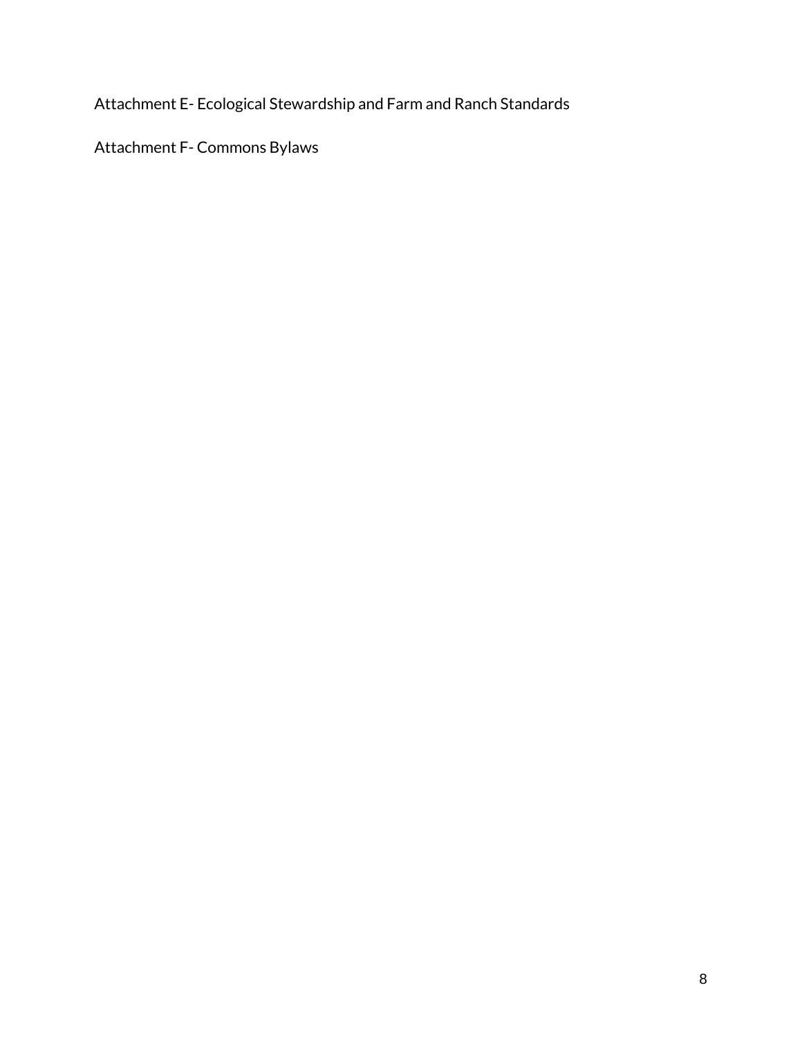Attachment E- Ecological Stewardship and Farm and Ranch Standards

Attachment F- Commons Bylaws